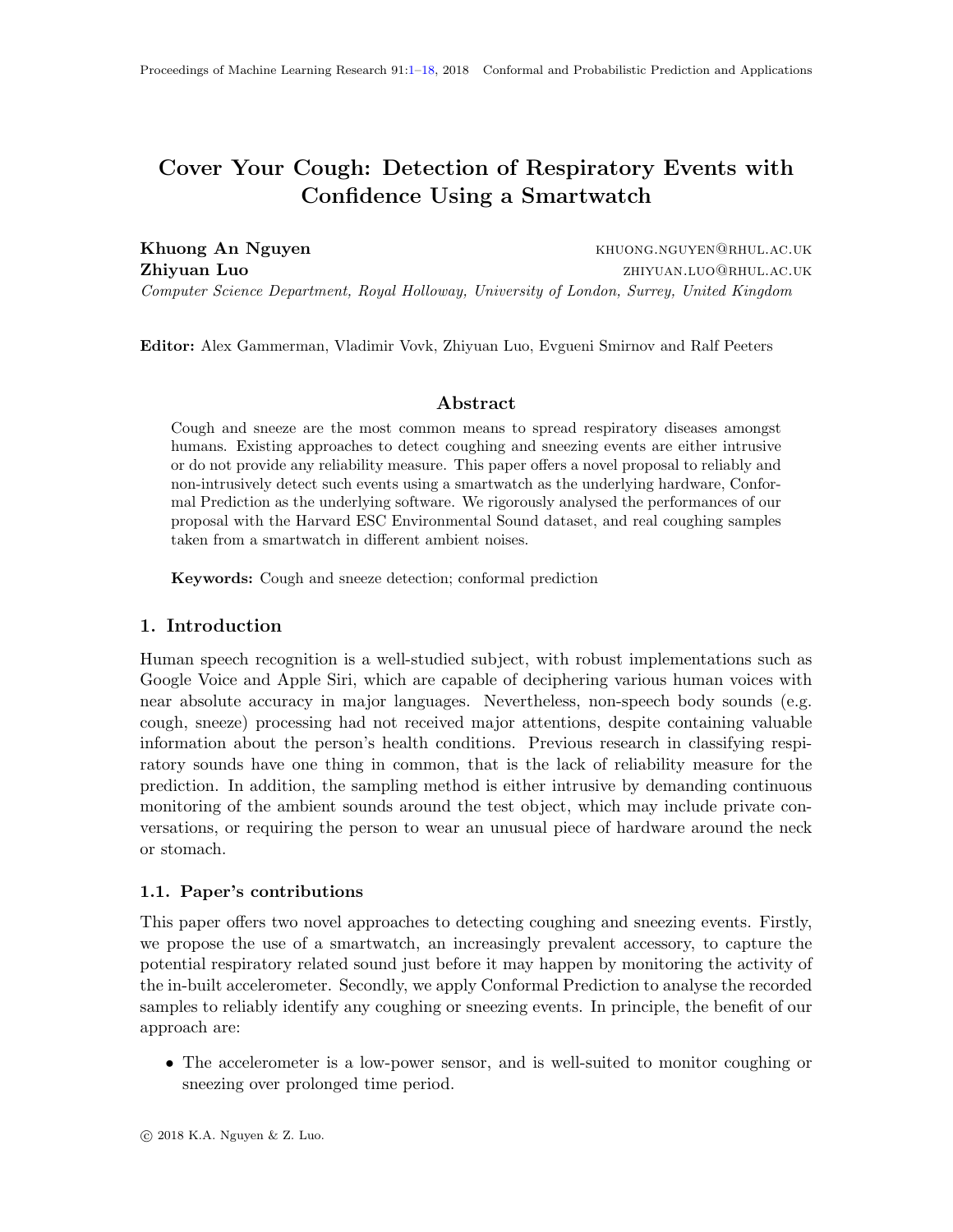# Cover Your Cough: Detection of Respiratory Events with Confidence Using a Smartwatch

**Khuong An Nguyen** KHUONG.NGUYEN@RHUL.AC.UK
**Zhiyuan Luo** ZHIYUAN.LUO@RHUL.AC.UK
*Computer Science Department, Royal Holloway, University of London, Surrey, United Kingdom*

**Editor:** Alex Gammerman, Vladimir Vovk, Zhiyuan Luo, Evgueni Smirnov and Ralf Peeters

## Abstract

Cough and sneeze are the most common means to spread respiratory diseases amongst humans. Existing approaches to detect coughing and sneezing events are either intrusive or do not provide any reliability measure. This paper offers a novel proposal to reliably and non-intrusively detect such events using a smartwatch as the underlying hardware, Conformal Prediction as the underlying software. We rigorously analysed the performances of our proposal with the Harvard ESC Environmental Sound dataset, and real coughing samples taken from a smartwatch in different ambient noises.

**Keywords:** Cough and sneeze detection; conformal prediction

## 1. Introduction

Human speech recognition is a well-studied subject, with robust implementations such as Google Voice and Apple Siri, which are capable of deciphering various human voices with near absolute accuracy in major languages. Nevertheless, non-speech body sounds (e.g. cough, sneeze) processing had not received major attentions, despite containing valuable information about the person's health conditions. Previous research in classifying respiratory sounds have one thing in common, that is the lack of reliability measure for the prediction. In addition, the sampling method is either intrusive by demanding continuous monitoring of the ambient sounds around the test object, which may include private conversations, or requiring the person to wear an unusual piece of hardware around the neck or stomach.

### 1.1. Paper's contributions

This paper offers two novel approaches to detecting coughing and sneezing events. Firstly, we propose the use of a smartwatch, an increasingly prevalent accessory, to capture the potential respiratory related sound just before it may happen by monitoring the activity of the in-built accelerometer. Secondly, we apply Conformal Prediction to analyse the recorded samples to reliably identify any coughing or sneezing events. In principle, the benefit of our approach are:

- The accelerometer is a low-power sensor, and is well-suited to monitor coughing or sneezing over prolonged time period.

© 2018 K.A. Nguyen & Z. Luo.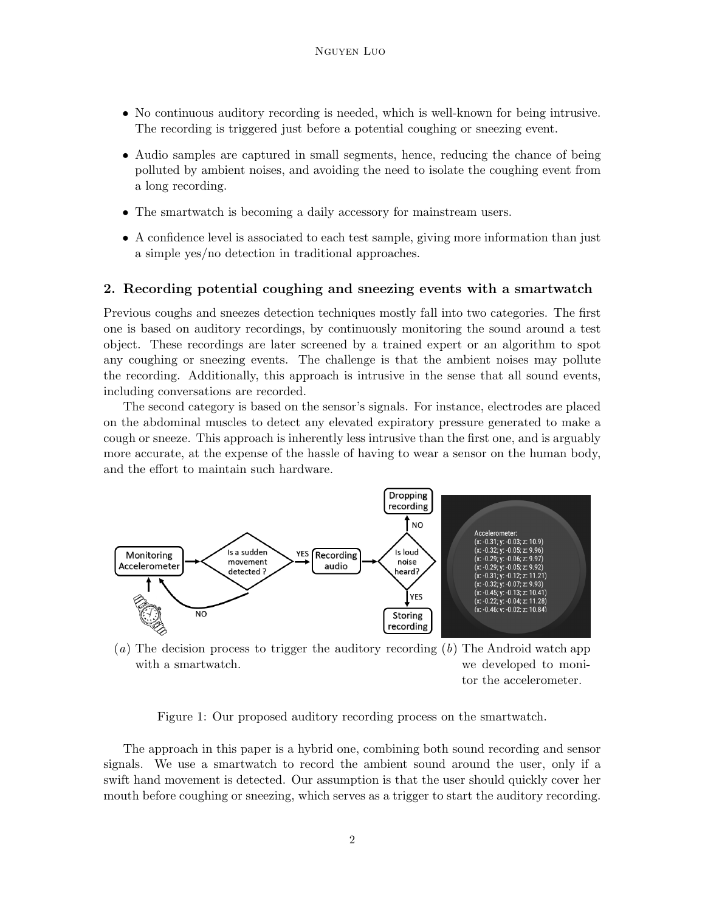- No continuous auditory recording is needed, which is well-known for being intrusive. The recording is triggered just before a potential coughing or sneezing event.
- Audio samples are captured in small segments, hence, reducing the chance of being polluted by ambient noises, and avoiding the need to isolate the coughing event from a long recording.
- The smartwatch is becoming a daily accessory for mainstream users.
- A confidence level is associated to each test sample, giving more information than just a simple yes/no detection in traditional approaches.

## 2. Recording potential coughing and sneezing events with a smartwatch

Previous coughs and sneezes detection techniques mostly fall into two categories. The first one is based on auditory recordings, by continuously monitoring the sound around a test object. These recordings are later screened by a trained expert or an algorithm to spot any coughing or sneezing events. The challenge is that the ambient noises may pollute the recording. Additionally, this approach is intrusive in the sense that all sound events, including conversations are recorded.

The second category is based on the sensor's signals. For instance, electrodes are placed on the abdominal muscles to detect any elevated expiratory pressure generated to make a cough or sneeze. This approach is inherently less intrusive than the first one, and is arguably more accurate, at the expense of the hassle of having to wear a sensor on the human body, and the effort to maintain such hardware.

(a) The decision process to trigger the auditory recording with a smartwatch.

(b) The Android watch app we developed to monitor the accelerometer.

Figure 1: Our proposed auditory recording process on the smartwatch.

The approach in this paper is a hybrid one, combining both sound recording and sensor signals. We use a smartwatch to record the ambient sound around the user, only if a swift hand movement is detected. Our assumption is that the user should quickly cover her mouth before coughing or sneezing, which serves as a trigger to start the auditory recording.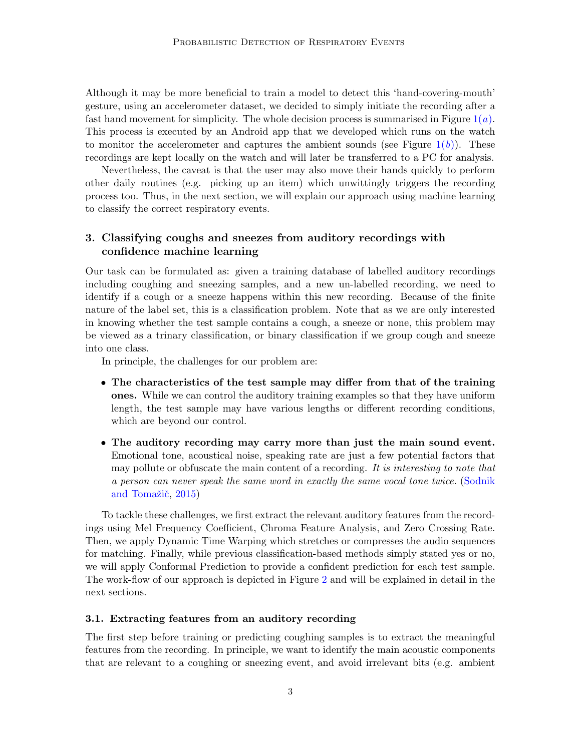Although it may be more beneficial to train a model to detect this 'hand-covering-mouth' gesture, using an accelerometer dataset, we decided to simply initiate the recording after a fast hand movement for simplicity. The whole decision process is summarised in Figure 1($a$). This process is executed by an Android app that we developed which runs on the watch to monitor the accelerometer and captures the ambient sounds (see Figure 1($b$)). These recordings are kept locally on the watch and will later be transferred to a PC for analysis.

Nevertheless, the caveat is that the user may also move their hands quickly to perform other daily routines (e.g. picking up an item) which unwittingly triggers the recording process too. Thus, in the next section, we will explain our approach using machine learning to classify the correct respiratory events.

## 3. Classifying coughs and sneezes from auditory recordings with confidence machine learning

Our task can be formulated as: given a training database of labelled auditory recordings including coughing and sneezing samples, and a new un-labelled recording, we need to identify if a cough or a sneeze happens within this new recording. Because of the finite nature of the label set, this is a classification problem. Note that as we are only interested in knowing whether the test sample contains a cough, a sneeze or none, this problem may be viewed as a trinary classification, or binary classification if we group cough and sneeze into one class.

In principle, the challenges for our problem are:

- **The characteristics of the test sample may differ from that of the training ones.** While we can control the auditory training examples so that they have uniform length, the test sample may have various lengths or different recording conditions, which are beyond our control.
- **The auditory recording may carry more than just the main sound event.** Emotional tone, acoustical noise, speaking rate are just a few potential factors that may pollute or obfuscate the main content of a recording. *It is interesting to note that a person can never speak the same word in exactly the same vocal tone twice.* (Sodnik and Tomažič, 2015)

To tackle these challenges, we first extract the relevant auditory features from the recordings using Mel Frequency Coefficient, Chroma Feature Analysis, and Zero Crossing Rate. Then, we apply Dynamic Time Warping which stretches or compresses the audio sequences for matching. Finally, while previous classification-based methods simply stated yes or no, we will apply Conformal Prediction to provide a confident prediction for each test sample. The work-flow of our approach is depicted in Figure 2 and will be explained in detail in the next sections.

### 3.1. Extracting features from an auditory recording

The first step before training or predicting coughing samples is to extract the meaningful features from the recording. In principle, we want to identify the main acoustic components that are relevant to a coughing or sneezing event, and avoid irrelevant bits (e.g. ambient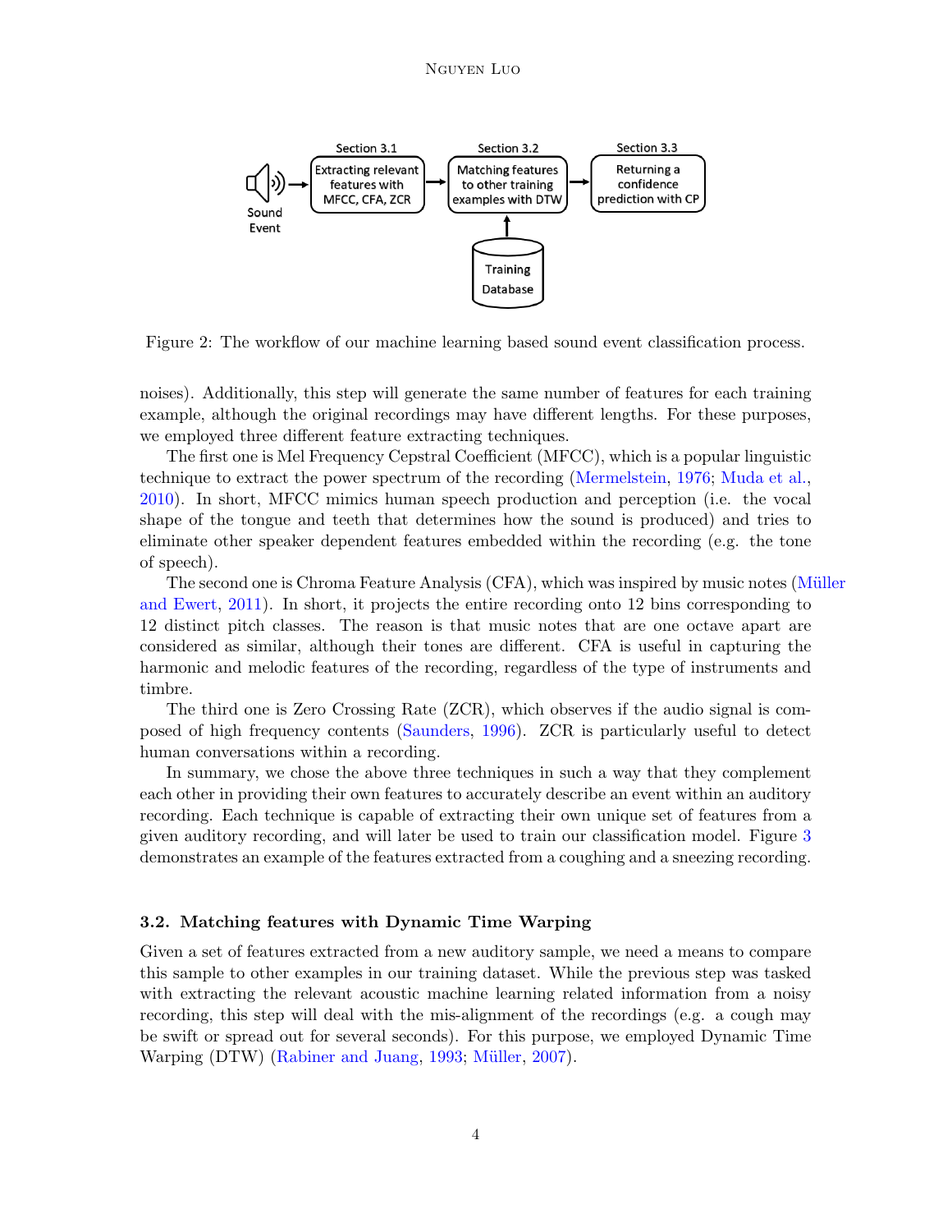Figure 2: The workflow of our machine learning based sound event classification process.

noises). Additionally, this step will generate the same number of features for each training example, although the original recordings may have different lengths. For these purposes, we employed three different feature extracting techniques.

The first one is Mel Frequency Cepstral Coefficient (MFCC), which is a popular linguistic technique to extract the power spectrum of the recording (Mermelstein, 1976; Muda et al., 2010). In short, MFCC mimics human speech production and perception (i.e. the vocal shape of the tongue and teeth that determines how the sound is produced) and tries to eliminate other speaker dependent features embedded within the recording (e.g. the tone of speech).

The second one is Chroma Feature Analysis (CFA), which was inspired by music notes (Müller and Ewert, 2011). In short, it projects the entire recording onto 12 bins corresponding to 12 distinct pitch classes. The reason is that music notes that are one octave apart are considered as similar, although their tones are different. CFA is useful in capturing the harmonic and melodic features of the recording, regardless of the type of instruments and timbre.

The third one is Zero Crossing Rate (ZCR), which observes if the audio signal is composed of high frequency contents (Saunders, 1996). ZCR is particularly useful to detect human conversations within a recording.

In summary, we chose the above three techniques in such a way that they complement each other in providing their own features to accurately describe an event within an auditory recording. Each technique is capable of extracting their own unique set of features from a given auditory recording, and will later be used to train our classification model. Figure 3 demonstrates an example of the features extracted from a coughing and a sneezing recording.

### 3.2. Matching features with Dynamic Time Warping

Given a set of features extracted from a new auditory sample, we need a means to compare this sample to other examples in our training dataset. While the previous step was tasked with extracting the relevant acoustic machine learning related information from a noisy recording, this step will deal with the mis-alignment of the recordings (e.g. a cough may be swift or spread out for several seconds). For this purpose, we employed Dynamic Time Warping (DTW) (Rabiner and Juang, 1993; Müller, 2007).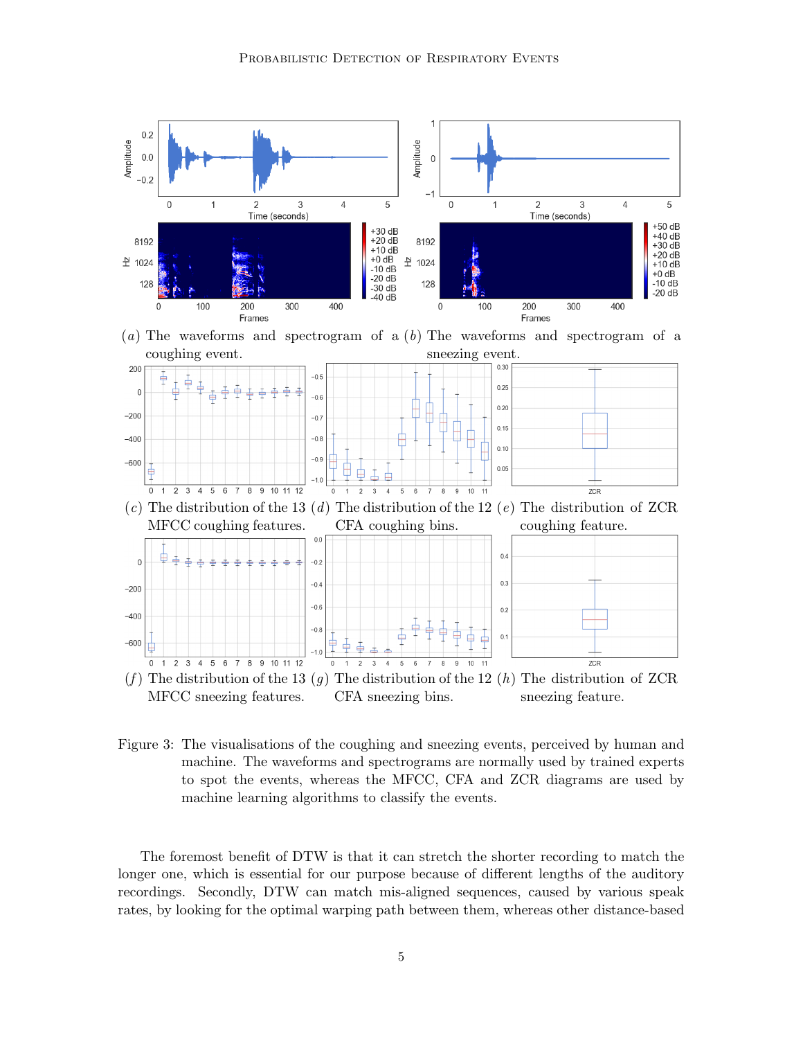(*a*) The waveforms and spectrogram of a coughing event.

(*b*) The waveforms and spectrogram of a sneezing event.

(*c*) The distribution of the 13 MFCC coughing features.

(*d*) The distribution of the 12 CFA coughing bins.

(*e*) The distribution of ZCR coughing feature.

(*f*) The distribution of the 13 MFCC sneezing features.

(*g*) The distribution of the 12 CFA sneezing bins.

(*h*) The distribution of ZCR sneezing feature.

Figure 3: The visualisations of the coughing and sneezing events, perceived by human and machine. The waveforms and spectrograms are normally used by trained experts to spot the events, whereas the MFCC, CFA and ZCR diagrams are used by machine learning algorithms to classify the events.

The foremost benefit of DTW is that it can stretch the shorter recording to match the longer one, which is essential for our purpose because of different lengths of the auditory recordings. Secondly, DTW can match mis-aligned sequences, caused by various speak rates, by looking for the optimal warping path between them, whereas other distance-based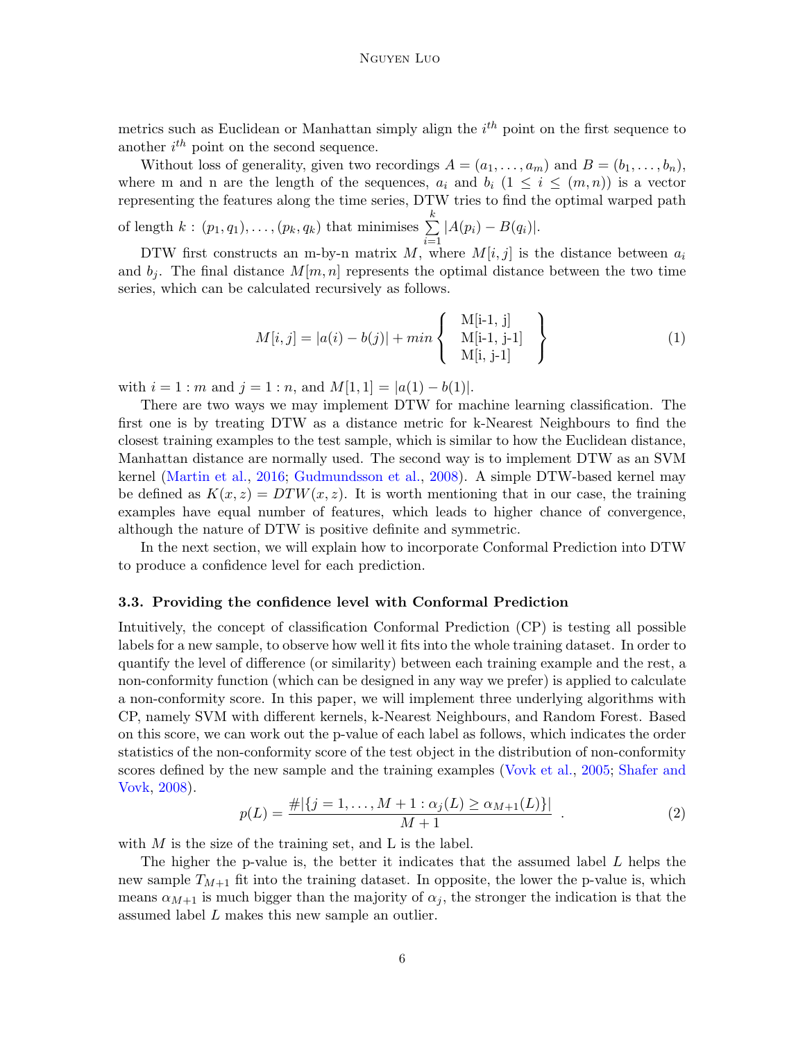metrics such as Euclidean or Manhattan simply align the $i^{th}$ point on the first sequence to another $i^{th}$ point on the second sequence.

Without loss of generality, given two recordings $A = (a_1, \ldots, a_m)$ and $B = (b_1, \ldots, b_n)$, where m and n are the length of the sequences, $a_i$ and $b_i$ ($1 \leq i \leq (m, n)$) is a vector representing the features along the time series, DTW tries to find the optimal warped path of length $k$ : $(p_1, q_1), \ldots, (p_k, q_k)$ that minimises $\sum_{i=1}^{k} |A(p_i) - B(q_i)|$.

DTW first constructs an m-by-n matrix $M$, where $M[i, j]$ is the distance between $a_i$ and $b_j$. The final distance $M[m, n]$ represents the optimal distance between the two time series, which can be calculated recursively as follows.

$$M[i, j] = |a(i) - b(j)| + min \left\{ \begin{array}{c} \text{M[i-1, j]} \\ \text{M[i-1, j-1]} \\ \text{M[i, j-1]} \end{array} \right\} \tag{1}$$

with $i = 1 : m$ and $j = 1 : n$, and $M[1, 1] = |a(1) - b(1)|$.

There are two ways we may implement DTW for machine learning classification. The first one is by treating DTW as a distance metric for k-Nearest Neighbours to find the closest training examples to the test sample, which is similar to how the Euclidean distance, Manhattan distance are normally used. The second way is to implement DTW as an SVM kernel (Martin et al., 2016; Gudmundsson et al., 2008). A simple DTW-based kernel may be defined as $K(x, z) = DTW(x, z)$. It is worth mentioning that in our case, the training examples have equal number of features, which leads to higher chance of convergence, although the nature of DTW is positive definite and symmetric.

In the next section, we will explain how to incorporate Conformal Prediction into DTW to produce a confidence level for each prediction.

### 3.3. Providing the confidence level with Conformal Prediction

Intuitively, the concept of classification Conformal Prediction (CP) is testing all possible labels for a new sample, to observe how well it fits into the whole training dataset. In order to quantify the level of difference (or similarity) between each training example and the rest, a non-conformity function (which can be designed in any way we prefer) is applied to calculate a non-conformity score. In this paper, we will implement three underlying algorithms with CP, namely SVM with different kernels, k-Nearest Neighbours, and Random Forest. Based on this score, we can work out the p-value of each label as follows, which indicates the order statistics of the non-conformity score of the test object in the distribution of non-conformity scores defined by the new sample and the training examples (Vovk et al., 2005; Shafer and Vovk, 2008).

$$p(L) = \frac{\#|\{j = 1, \ldots, M+1 : \alpha_j(L) \geq \alpha_{M+1}(L)\}|}{M+1} \ . \tag{2}$$

with $M$ is the size of the training set, and L is the label.

The higher the p-value is, the better it indicates that the assumed label $L$ helps the new sample $T_{M+1}$ fit into the training dataset. In opposite, the lower the p-value is, which means $\alpha_{M+1}$ is much bigger than the majority of $\alpha_j$, the stronger the indication is that the assumed label $L$ makes this new sample an outlier.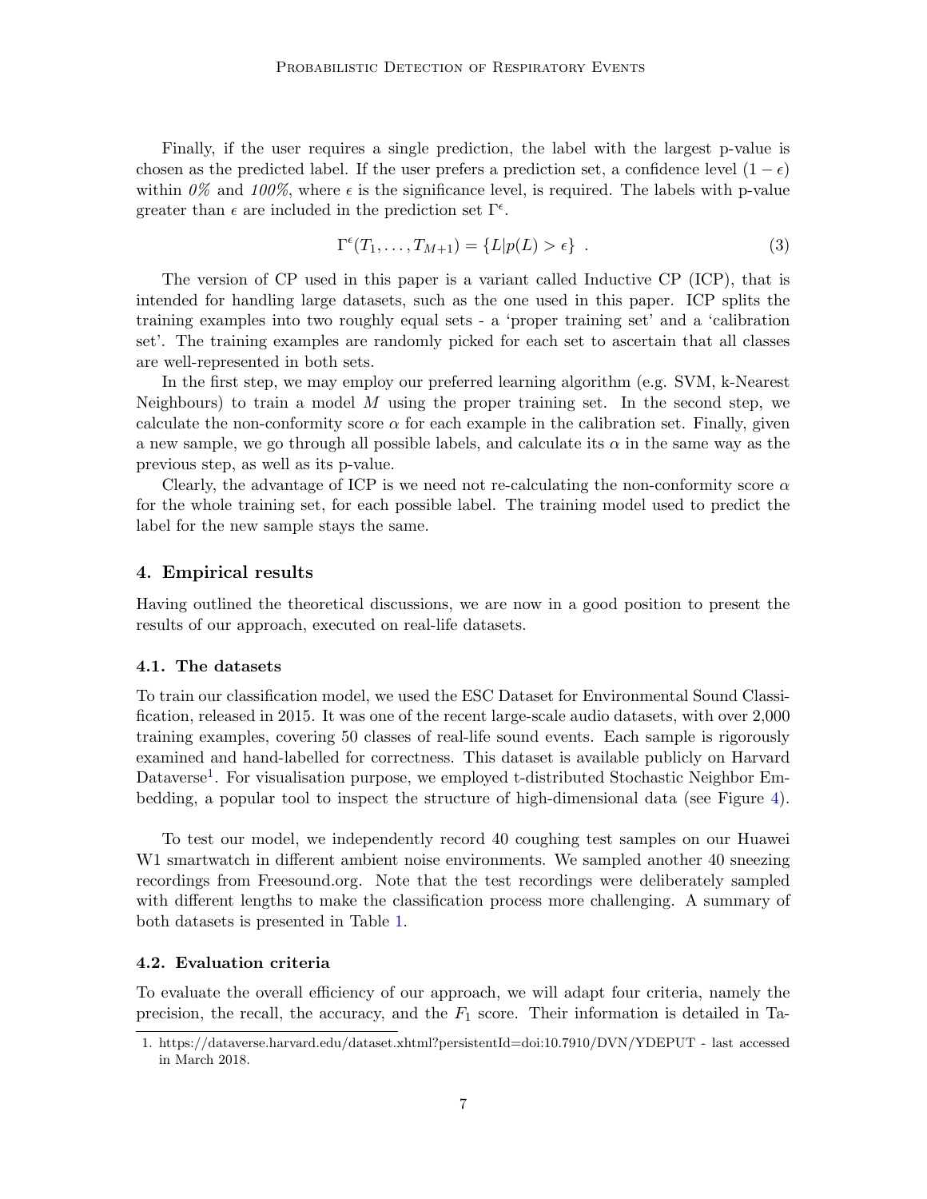Finally, if the user requires a single prediction, the label with the largest p-value is chosen as the predicted label. If the user prefers a prediction set, a confidence level $(1 - \epsilon)$ within *0%* and *100%*, where $\epsilon$ is the significance level, is required. The labels with p-value greater than $\epsilon$ are included in the prediction set $\Gamma^{\epsilon}$.

$$\Gamma^{\epsilon}(T_1, \ldots, T_{M+1}) = \{L | p(L) > \epsilon\} \ . \tag{3}$$

The version of CP used in this paper is a variant called Inductive CP (ICP), that is intended for handling large datasets, such as the one used in this paper. ICP splits the training examples into two roughly equal sets - a 'proper training set' and a 'calibration set'. The training examples are randomly picked for each set to ascertain that all classes are well-represented in both sets.

In the first step, we may employ our preferred learning algorithm (e.g. SVM, k-Nearest Neighbours) to train a model $M$ using the proper training set. In the second step, we calculate the non-conformity score $\alpha$ for each example in the calibration set. Finally, given a new sample, we go through all possible labels, and calculate its $\alpha$ in the same way as the previous step, as well as its p-value.

Clearly, the advantage of ICP is we need not re-calculating the non-conformity score $\alpha$ for the whole training set, for each possible label. The training model used to predict the label for the new sample stays the same.

## 4. Empirical results

Having outlined the theoretical discussions, we are now in a good position to present the results of our approach, executed on real-life datasets.

### 4.1. The datasets

To train our classification model, we used the ESC Dataset for Environmental Sound Classification, released in 2015. It was one of the recent large-scale audio datasets, with over 2,000 training examples, covering 50 classes of real-life sound events. Each sample is rigorously examined and hand-labelled for correctness. This dataset is available publicly on Harvard Dataverse[1]. For visualisation purpose, we employed t-distributed Stochastic Neighbor Embedding, a popular tool to inspect the structure of high-dimensional data (see Figure 4).

To test our model, we independently record 40 coughing test samples on our Huawei W1 smartwatch in different ambient noise environments. We sampled another 40 sneezing recordings from Freesound.org. Note that the test recordings were deliberately sampled with different lengths to make the classification process more challenging. A summary of both datasets is presented in Table 1.

### 4.2. Evaluation criteria

To evaluate the overall efficiency of our approach, we will adapt four criteria, namely the precision, the recall, the accuracy, and the $F_1$ score. Their information is detailed in Ta-

1. https://dataverse.harvard.edu/dataset.xhtml?persistentId=doi:10.7910/DVN/YDEPUT - last accessed in March 2018.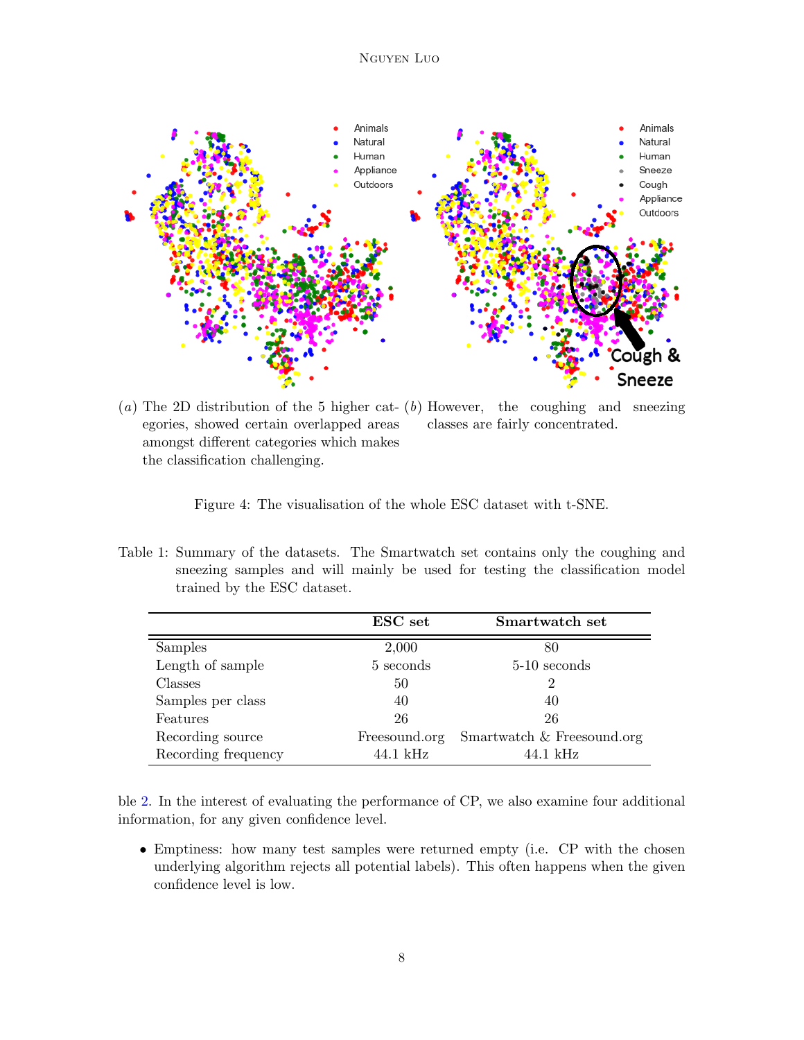(a) The 2D distribution of the 5 higher categories, showed certain overlapped areas amongst different categories which makes the classification challenging.

(b) However, the coughing and sneezing classes are fairly concentrated.

Figure 4: The visualisation of the whole ESC dataset with t-SNE.

Table 1: Summary of the datasets. The Smartwatch set contains only the coughing and sneezing samples and will mainly be used for testing the classification model trained by the ESC dataset.

| | **ESC set** | **Smartwatch set** |
|---|---|---|
| Samples | 2,000 | 80 |
| Length of sample | 5 seconds | 5-10 seconds |
| Classes | 50 | 2 |
| Samples per class | 40 | 40 |
| Features | 26 | 26 |
| Recording source | Freesound.org | Smartwatch & Freesound.org |
| Recording frequency | 44.1 kHz | 44.1 kHz |

ble 2. In the interest of evaluating the performance of CP, we also examine four additional information, for any given confidence level.

- Emptiness: how many test samples were returned empty (i.e. CP with the chosen underlying algorithm rejects all potential labels). This often happens when the given confidence level is low.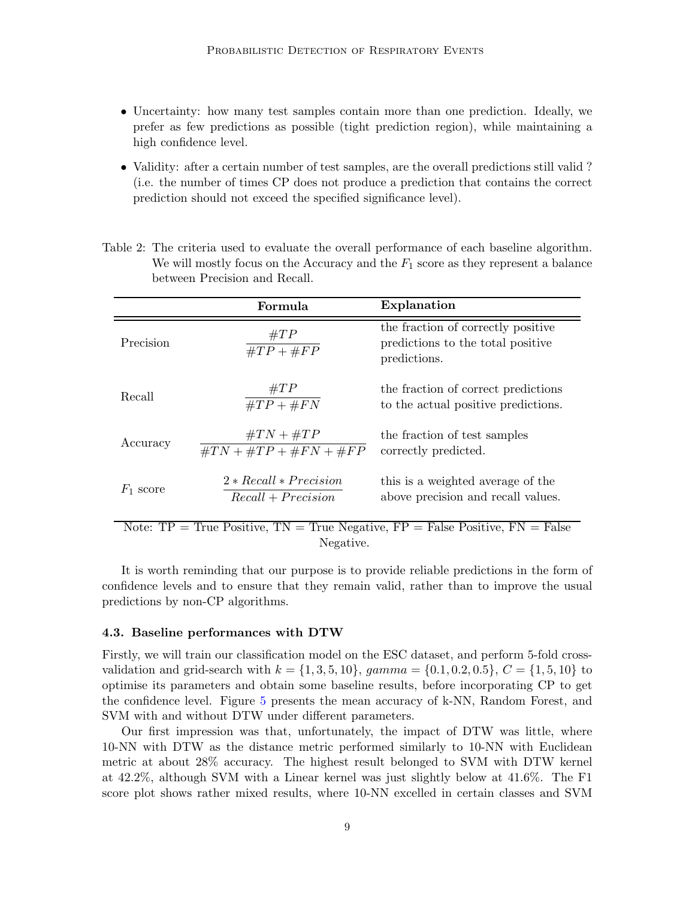- Uncertainty: how many test samples contain more than one prediction. Ideally, we prefer as few predictions as possible (tight prediction region), while maintaining a high confidence level.
- Validity: after a certain number of test samples, are the overall predictions still valid ? (i.e. the number of times CP does not produce a prediction that contains the correct prediction should not exceed the specified significance level).

Table 2: The criteria used to evaluate the overall performance of each baseline algorithm. We will mostly focus on the Accuracy and the $F_1$ score as they represent a balance between Precision and Recall.

| | Formula | Explanation |
|---|---|---|
| Precision | $\frac{\#TP}{\#TP + \#FP}$ | the fraction of correctly positive predictions to the total positive predictions. |
| Recall | $\frac{\#TP}{\#TP + \#FN}$ | the fraction of correct predictions to the actual positive predictions. |
| Accuracy | $\frac{\#TN + \#TP}{\#TN + \#TP + \#FN + \#FP}$ | the fraction of test samples correctly predicted. |
| $F_1$ score | $\frac{2 * Recall * Precision}{Recall + Precision}$ | this is a weighted average of the above precision and recall values. |

Note: TP = True Positive, TN = True Negative, FP = False Positive, FN = False Negative.

It is worth reminding that our purpose is to provide reliable predictions in the form of confidence levels and to ensure that they remain valid, rather than to improve the usual predictions by non-CP algorithms.

### 4.3. Baseline performances with DTW

Firstly, we will train our classification model on the ESC dataset, and perform 5-fold cross-validation and grid-search with $k = \{1, 3, 5, 10\}$, $gamma = \{0.1, 0.2, 0.5\}$, $C = \{1, 5, 10\}$ to optimise its parameters and obtain some baseline results, before incorporating CP to get the confidence level. Figure 5 presents the mean accuracy of k-NN, Random Forest, and SVM with and without DTW under different parameters.

Our first impression was that, unfortunately, the impact of DTW was little, where 10-NN with DTW as the distance metric performed similarly to 10-NN with Euclidean metric at about 28% accuracy. The highest result belonged to SVM with DTW kernel at 42.2%, although SVM with a Linear kernel was just slightly below at 41.6%. The F1 score plot shows rather mixed results, where 10-NN excelled in certain classes and SVM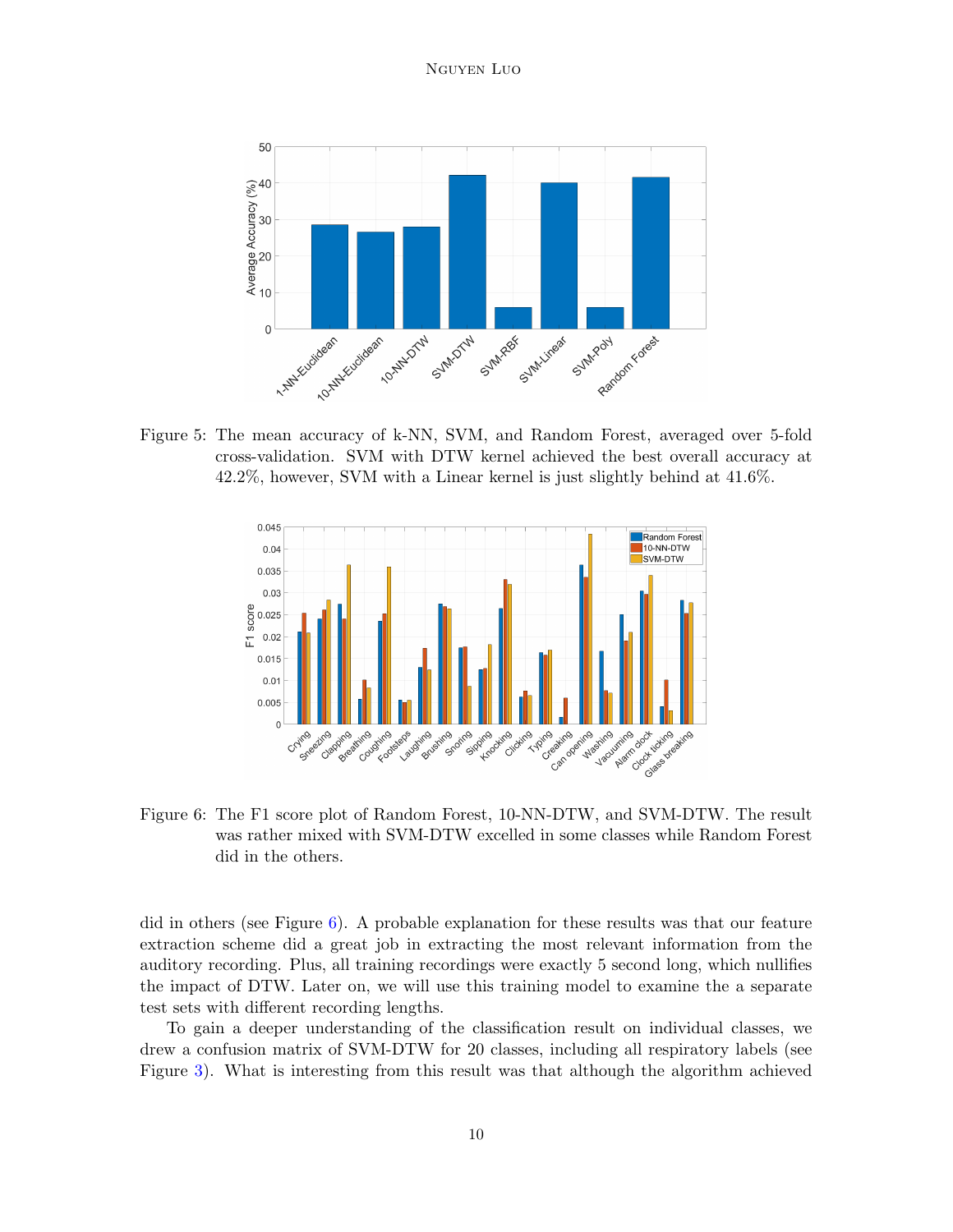Figure 5: The mean accuracy of k-NN, SVM, and Random Forest, averaged over 5-fold cross-validation. SVM with DTW kernel achieved the best overall accuracy at 42.2%, however, SVM with a Linear kernel is just slightly behind at 41.6%.

Figure 6: The F1 score plot of Random Forest, 10-NN-DTW, and SVM-DTW. The result was rather mixed with SVM-DTW excelled in some classes while Random Forest did in the others.

did in others (see Figure 6). A probable explanation for these results was that our feature extraction scheme did a great job in extracting the most relevant information from the auditory recording. Plus, all training recordings were exactly 5 second long, which nullifies the impact of DTW. Later on, we will use this training model to examine the a separate test sets with different recording lengths.

To gain a deeper understanding of the classification result on individual classes, we drew a confusion matrix of SVM-DTW for 20 classes, including all respiratory labels (see Figure 3). What is interesting from this result was that although the algorithm achieved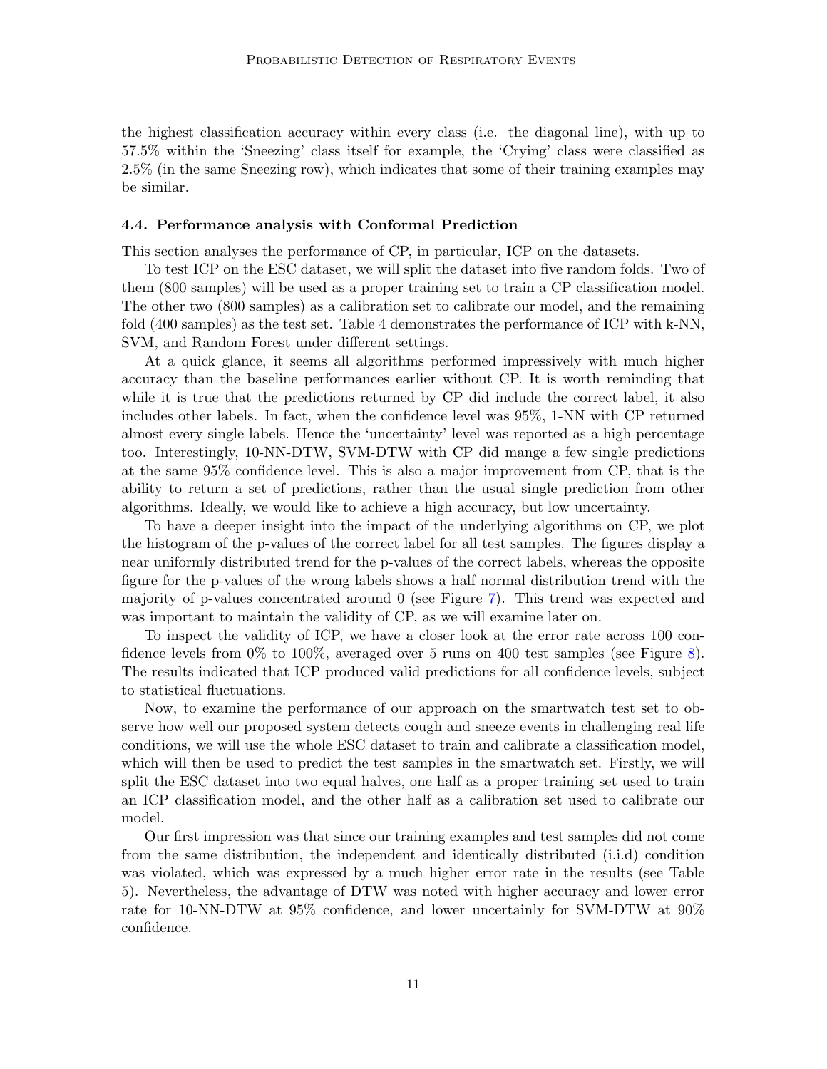the highest classification accuracy within every class (i.e. the diagonal line), with up to 57.5% within the 'Sneezing' class itself for example, the 'Crying' class were classified as 2.5% (in the same Sneezing row), which indicates that some of their training examples may be similar.

### 4.4. Performance analysis with Conformal Prediction

This section analyses the performance of CP, in particular, ICP on the datasets.

To test ICP on the ESC dataset, we will split the dataset into five random folds. Two of them (800 samples) will be used as a proper training set to train a CP classification model. The other two (800 samples) as a calibration set to calibrate our model, and the remaining fold (400 samples) as the test set. Table 4 demonstrates the performance of ICP with k-NN, SVM, and Random Forest under different settings.

At a quick glance, it seems all algorithms performed impressively with much higher accuracy than the baseline performances earlier without CP. It is worth reminding that while it is true that the predictions returned by CP did include the correct label, it also includes other labels. In fact, when the confidence level was 95%, 1-NN with CP returned almost every single labels. Hence the 'uncertainty' level was reported as a high percentage too. Interestingly, 10-NN-DTW, SVM-DTW with CP did mange a few single predictions at the same 95% confidence level. This is also a major improvement from CP, that is the ability to return a set of predictions, rather than the usual single prediction from other algorithms. Ideally, we would like to achieve a high accuracy, but low uncertainty.

To have a deeper insight into the impact of the underlying algorithms on CP, we plot the histogram of the p-values of the correct label for all test samples. The figures display a near uniformly distributed trend for the p-values of the correct labels, whereas the opposite figure for the p-values of the wrong labels shows a half normal distribution trend with the majority of p-values concentrated around 0 (see Figure 7). This trend was expected and was important to maintain the validity of CP, as we will examine later on.

To inspect the validity of ICP, we have a closer look at the error rate across 100 confidence levels from 0% to 100%, averaged over 5 runs on 400 test samples (see Figure 8). The results indicated that ICP produced valid predictions for all confidence levels, subject to statistical fluctuations.

Now, to examine the performance of our approach on the smartwatch test set to observe how well our proposed system detects cough and sneeze events in challenging real life conditions, we will use the whole ESC dataset to train and calibrate a classification model, which will then be used to predict the test samples in the smartwatch set. Firstly, we will split the ESC dataset into two equal halves, one half as a proper training set used to train an ICP classification model, and the other half as a calibration set used to calibrate our model.

Our first impression was that since our training examples and test samples did not come from the same distribution, the independent and identically distributed (i.i.d) condition was violated, which was expressed by a much higher error rate in the results (see Table 5). Nevertheless, the advantage of DTW was noted with higher accuracy and lower error rate for 10-NN-DTW at 95% confidence, and lower uncertainly for SVM-DTW at 90% confidence.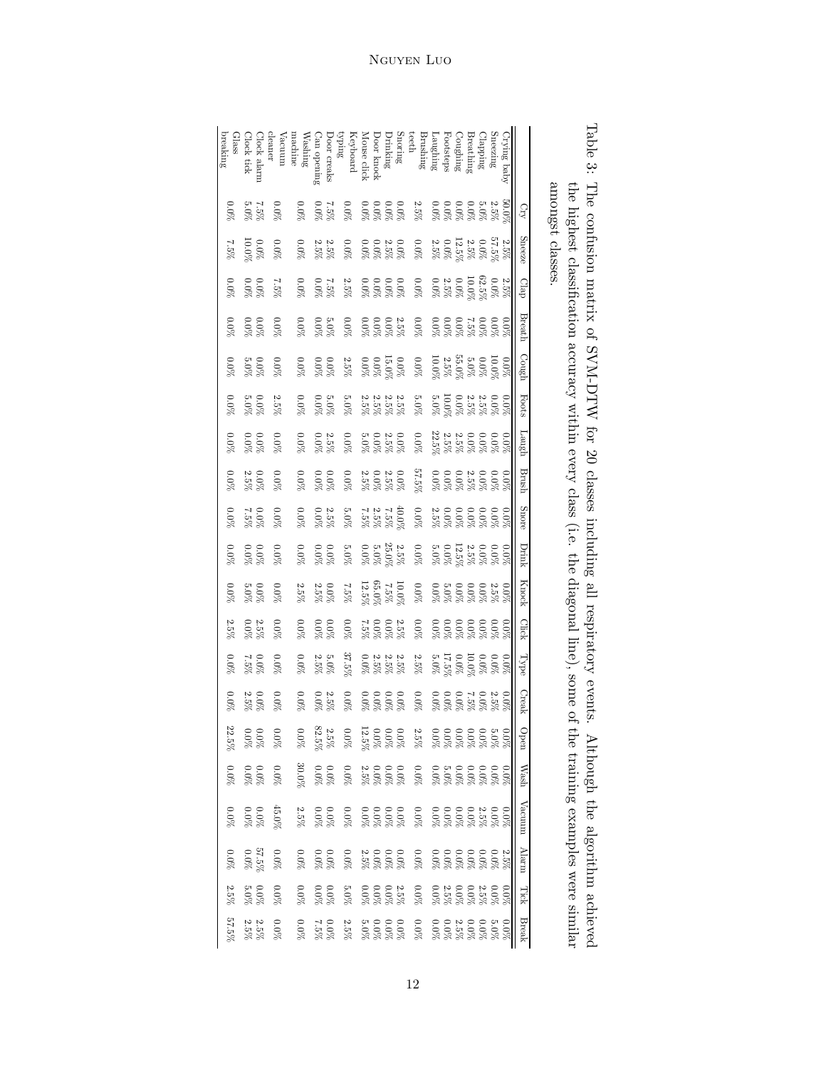Table 3: The confusion matrix of SVM-DTW for 20 classes including all respiratory events. Although the algorithm achieved the highest classification accuracy within every class (i.e. the diagonal line), some of the training examples were similar amongst classes.

| | Cry | Sneeze | Clap | Breath | Cough | Foots | Laugh | Brush | Snore | Drink | Knock | Click | Type | Creak | Open | Wash | Vacuum | Alarm | Tick | Break |
|---|---|---|---|---|---|---|---|---|---|---|---|---|---|---|---|---|---|---|---|---|
| Crying baby | 50.0% | 2.5% | 2.5% | 0.0% | 0.0% | 0.0% | 0.0% | 0.0% | 0.0% | 0.0% | 0.0% | 0.0% | 0.0% | 0.0% | 0.0% | 0.0% | 0.0% | 2.5% | 0.0% | 0.0% |
| Sneezing | 2.5% | 57.5% | 0.0% | 0.0% | 10.0% | 0.0% | 0.0% | 0.0% | 0.0% | 0.0% | 2.5% | 0.0% | 0.0% | 2.5% | 5.0% | 0.0% | 0.0% | 0.0% | 0.0% | 5.0% |
| Clapping | 5.0% | 0.0% | 62.5% | 0.0% | 0.0% | 2.5% | 0.0% | 0.0% | 0.0% | 0.0% | 0.0% | 0.0% | 0.0% | 0.0% | 0.0% | 0.0% | 2.5% | 0.0% | 2.5% | 0.0% |
| Breathing | 0.0% | 2.5% | 10.0% | 7.5% | 5.0% | 2.5% | 0.0% | 2.5% | 0.0% | 2.5% | 0.0% | 0.0% | 10.0% | 7.5% | 0.0% | 0.0% | 0.0% | 0.0% | 0.0% | 0.0% |
| Coughing | 0.0% | 12.5% | 0.0% | 0.0% | 55.0% | 0.0% | 2.5% | 0.0% | 0.0% | 12.5% | 0.0% | 0.0% | 0.0% | 0.0% | 0.0% | 0.0% | 0.0% | 0.0% | 0.0% | 2.5% |
| Footsteps | 0.0% | 0.0% | 2.5% | 0.0% | 2.5% | 10.0% | 2.5% | 0.0% | 0.0% | 0.0% | 5.0% | 0.0% | 17.5% | 0.0% | 0.0% | 5.0% | 0.0% | 0.0% | 2.5% | 0.0% |
| Laughing | 0.0% | 2.5% | 0.0% | 0.0% | 10.0% | 5.0% | 22.5% | 0.0% | 2.5% | 5.0% | 0.0% | 0.0% | 5.0% | 0.0% | 0.0% | 0.0% | 0.0% | 0.0% | 0.0% | 0.0% |
| Brushing teeth | 2.5% | 0.0% | 0.0% | 0.0% | 0.0% | 5.0% | 0.0% | 57.5% | 0.0% | 0.0% | 0.0% | 0.0% | 2.5% | 0.0% | 2.5% | 0.0% | 0.0% | 0.0% | 0.0% | 0.0% |
| Snoring | 0.0% | 0.0% | 0.0% | 2.5% | 0.0% | 2.5% | 0.0% | 0.0% | 40.0% | 2.5% | 10.0% | 2.5% | 2.5% | 0.0% | 0.0% | 0.0% | 0.0% | 0.0% | 2.5% | 0.0% |
| Drinking | 0.0% | 2.5% | 0.0% | 0.0% | 15.0% | 2.5% | 2.5% | 2.5% | 7.5% | 25.0% | 7.5% | 0.0% | 2.5% | 0.0% | 0.0% | 0.0% | 0.0% | 0.0% | 0.0% | 0.0% |
| Door knock | 0.0% | 0.0% | 0.0% | 0.0% | 0.0% | 2.5% | 0.0% | 0.0% | 2.5% | 5.0% | 65.0% | 0.0% | 2.5% | 0.0% | 0.0% | 0.0% | 0.0% | 0.0% | 0.0% | 0.0% |
| Mouse click | 0.0% | 0.0% | 0.0% | 0.0% | 0.0% | 2.5% | 5.0% | 2.5% | 7.5% | 0.0% | 12.5% | 7.5% | 0.0% | 0.0% | 12.5% | 2.5% | 0.0% | 2.5% | 0.0% | 5.0% |
| Keyboard typing | 0.0% | 0.0% | 2.5% | 0.0% | 2.5% | 5.0% | 0.0% | 0.0% | 5.0% | 5.0% | 7.5% | 0.0% | 37.5% | 0.0% | 0.0% | 0.0% | 0.0% | 0.0% | 5.0% | 2.5% |
| Door creaks | 7.5% | 2.5% | 7.5% | 5.0% | 0.0% | 5.0% | 2.5% | 0.0% | 2.5% | 0.0% | 0.0% | 0.0% | 5.0% | 2.5% | 2.5% | 0.0% | 0.0% | 0.0% | 0.0% | 0.0% |
| Can opening | 0.0% | 2.5% | 0.0% | 0.0% | 0.0% | 0.0% | 0.0% | 0.0% | 0.0% | 0.0% | 2.5% | 0.0% | 2.5% | 0.0% | 82.5% | 0.0% | 0.0% | 0.0% | 0.0% | 7.5% |
| Washing machine | 0.0% | 0.0% | 0.0% | 0.0% | 0.0% | 0.0% | 0.0% | 0.0% | 0.0% | 0.0% | 2.5% | 0.0% | 0.0% | 0.0% | 0.0% | 30.0% | 2.5% | 0.0% | 0.0% | 0.0% |
| Vacuum cleaner | 0.0% | 0.0% | 7.5% | 0.0% | 0.0% | 2.5% | 0.0% | 0.0% | 0.0% | 0.0% | 0.0% | 0.0% | 0.0% | 0.0% | 0.0% | 0.0% | 45.0% | 0.0% | 0.0% | 0.0% |
| Clock alarm | 7.5% | 0.0% | 0.0% | 0.0% | 0.0% | 0.0% | 0.0% | 0.0% | 0.0% | 0.0% | 0.0% | 2.5% | 0.0% | 0.0% | 0.0% | 0.0% | 0.0% | 57.5% | 0.0% | 2.5% |
| Clock tick | 5.0% | 10.0% | 0.0% | 0.0% | 5.0% | 5.0% | 0.0% | 2.5% | 7.5% | 0.0% | 5.0% | 0.0% | 7.5% | 2.5% | 0.0% | 0.0% | 0.0% | 0.0% | 5.0% | 2.5% |
| Glass breaking | 0.0% | 7.5% | 0.0% | 0.0% | 0.0% | 0.0% | 0.0% | 0.0% | 0.0% | 0.0% | 0.0% | 2.5% | 0.0% | 0.0% | 22.5% | 0.0% | 0.0% | 0.0% | 2.5% | 57.5% |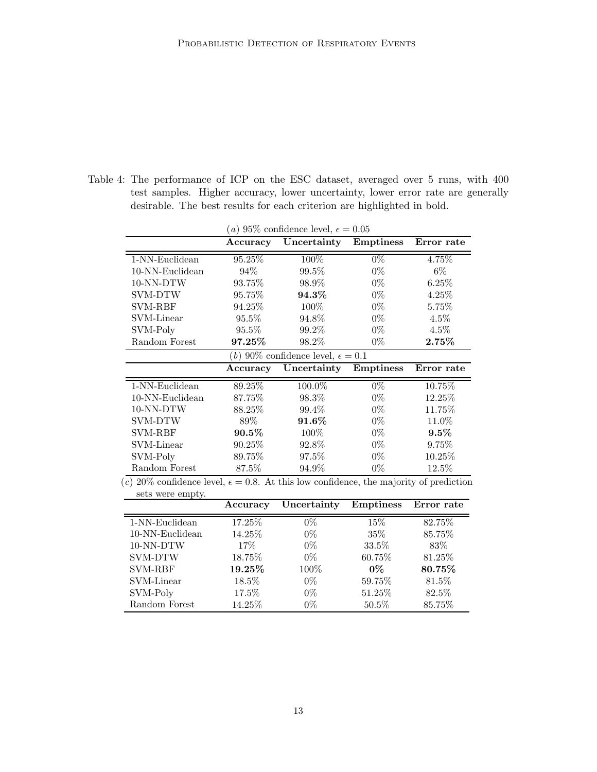Table 4: The performance of ICP on the ESC dataset, averaged over 5 runs, with 400 test samples. Higher accuracy, lower uncertainty, lower error rate are generally desirable. The best results for each criterion are highlighted in bold.

(*a*) 95% confidence level, $\epsilon = 0.05$

| | Accuracy | Uncertainty | Emptiness | Error rate |
|---|---|---|---|---|
| 1-NN-Euclidean | 95.25% | 100% | 0% | 4.75% |
| 10-NN-Euclidean | 94% | 99.5% | 0% | 6% |
| 10-NN-DTW | 93.75% | 98.9% | 0% | 6.25% |
| SVM-DTW | 95.75% | **94.3%** | 0% | 4.25% |
| SVM-RBF | 94.25% | 100% | 0% | 5.75% |
| SVM-Linear | 95.5% | 94.8% | 0% | 4.5% |
| SVM-Poly | 95.5% | 99.2% | 0% | 4.5% |
| Random Forest | **97.25%** | 98.2% | 0% | **2.75%** |

(*b*) 90% confidence level, $\epsilon = 0.1$

| | Accuracy | Uncertainty | Emptiness | Error rate |
|---|---|---|---|---|
| 1-NN-Euclidean | 89.25% | 100.0% | 0% | 10.75% |
| 10-NN-Euclidean | 87.75% | 98.3% | 0% | 12.25% |
| 10-NN-DTW | 88.25% | 99.4% | 0% | 11.75% |
| SVM-DTW | 89% | **91.6%** | 0% | 11.0% |
| SVM-RBF | **90.5%** | 100% | 0% | **9.5%** |
| SVM-Linear | 90.25% | 92.8% | 0% | 9.75% |
| SVM-Poly | 89.75% | 97.5% | 0% | 10.25% |
| Random Forest | 87.5% | 94.9% | 0% | 12.5% |

(*c*) 20% confidence level, $\epsilon = 0.8$. At this low confidence, the majority of prediction sets were empty.

| | Accuracy | Uncertainty | Emptiness | Error rate |
|---|---|---|---|---|
| 1-NN-Euclidean | 17.25% | 0% | 15% | 82.75% |
| 10-NN-Euclidean | 14.25% | 0% | 35% | 85.75% |
| 10-NN-DTW | 17% | 0% | 33.5% | 83% |
| SVM-DTW | 18.75% | 0% | 60.75% | 81.25% |
| SVM-RBF | **19.25%** | 100% | **0%** | **80.75%** |
| SVM-Linear | 18.5% | 0% | 59.75% | 81.5% |
| SVM-Poly | 17.5% | 0% | 51.25% | 82.5% |
| Random Forest | 14.25% | 0% | 50.5% | 85.75% |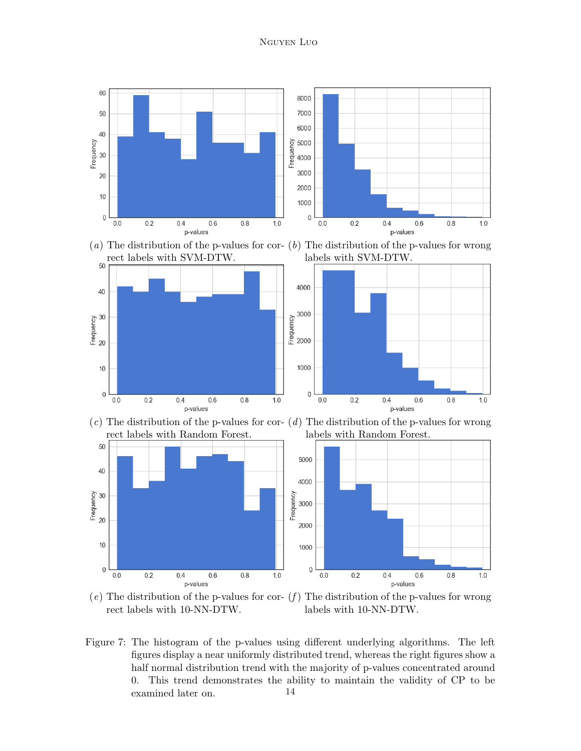(*a*) The distribution of the p-values for correct labels with SVM-DTW.

(*b*) The distribution of the p-values for wrong labels with SVM-DTW.

(*c*) The distribution of the p-values for correct labels with Random Forest.

(*d*) The distribution of the p-values for wrong labels with Random Forest.

(*e*) The distribution of the p-values for correct labels with 10-NN-DTW.

(*f*) The distribution of the p-values for wrong labels with 10-NN-DTW.

Figure 7: The histogram of the p-values using different underlying algorithms. The left figures display a near uniformly distributed trend, whereas the right figures show a half normal distribution trend with the majority of p-values concentrated around 0. This trend demonstrates the ability to maintain the validity of CP to be examined later on.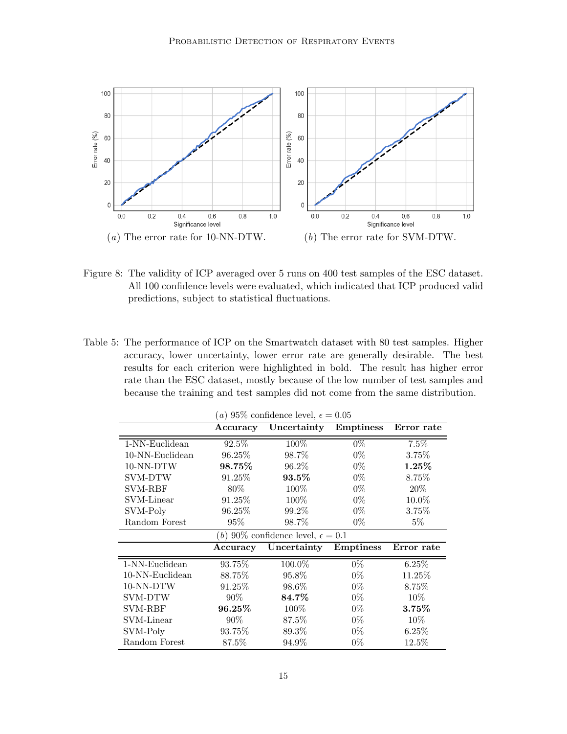Figure 8: The validity of ICP averaged over 5 runs on 400 test samples of the ESC dataset. All 100 confidence levels were evaluated, which indicated that ICP produced valid predictions, subject to statistical fluctuations.

(a) The error rate for 10-NN-DTW.

(b) The error rate for SVM-DTW.

Table 5: The performance of ICP on the Smartwatch dataset with 80 test samples. Higher accuracy, lower uncertainty, lower error rate are generally desirable. The best results for each criterion were highlighted in bold. The result has higher error rate than the ESC dataset, mostly because of the low number of test samples and because the training and test samples did not come from the same distribution.

(a) 95% confidence level, $\epsilon = 0.05$

| | Accuracy | Uncertainty | Emptiness | Error rate |
|---|---|---|---|---|
| 1-NN-Euclidean | 92.5% | 100% | 0% | 7.5% |
| 10-NN-Euclidean | 96.25% | 98.7% | 0% | 3.75% |
| 10-NN-DTW | **98.75%** | 96.2% | 0% | **1.25%** |
| SVM-DTW | 91.25% | **93.5%** | 0% | 8.75% |
| SVM-RBF | 80% | 100% | 0% | 20% |
| SVM-Linear | 91.25% | 100% | 0% | 10.0% |
| SVM-Poly | 96.25% | 99.2% | 0% | 3.75% |
| Random Forest | 95% | 98.7% | 0% | 5% |

(b) 90% confidence level, $\epsilon = 0.1$

| | Accuracy | Uncertainty | Emptiness | Error rate |
|---|---|---|---|---|
| 1-NN-Euclidean | 93.75% | 100.0% | 0% | 6.25% |
| 10-NN-Euclidean | 88.75% | 95.8% | 0% | 11.25% |
| 10-NN-DTW | 91.25% | 98.6% | 0% | 8.75% |
| SVM-DTW | 90% | **84.7%** | 0% | 10% |
| SVM-RBF | **96.25%** | 100% | 0% | **3.75%** |
| SVM-Linear | 90% | 87.5% | 0% | 10% |
| SVM-Poly | 93.75% | 89.3% | 0% | 6.25% |
| Random Forest | 87.5% | 94.9% | 0% | 12.5% |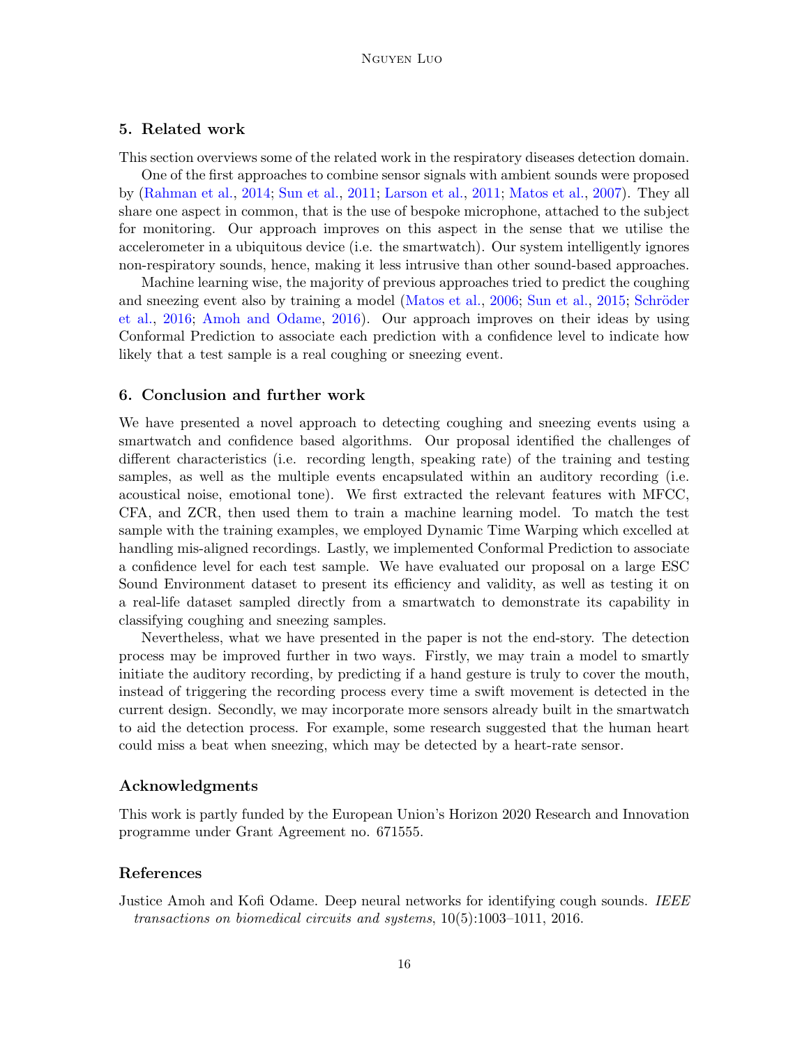## 5. Related work

This section overviews some of the related work in the respiratory diseases detection domain.

One of the first approaches to combine sensor signals with ambient sounds were proposed by (Rahman et al., 2014; Sun et al., 2011; Larson et al., 2011; Matos et al., 2007). They all share one aspect in common, that is the use of bespoke microphone, attached to the subject for monitoring. Our approach improves on this aspect in the sense that we utilise the accelerometer in a ubiquitous device (i.e. the smartwatch). Our system intelligently ignores non-respiratory sounds, hence, making it less intrusive than other sound-based approaches.

Machine learning wise, the majority of previous approaches tried to predict the coughing and sneezing event also by training a model (Matos et al., 2006; Sun et al., 2015; Schröder et al., 2016; Amoh and Odame, 2016). Our approach improves on their ideas by using Conformal Prediction to associate each prediction with a confidence level to indicate how likely that a test sample is a real coughing or sneezing event.

## 6. Conclusion and further work

We have presented a novel approach to detecting coughing and sneezing events using a smartwatch and confidence based algorithms. Our proposal identified the challenges of different characteristics (i.e. recording length, speaking rate) of the training and testing samples, as well as the multiple events encapsulated within an auditory recording (i.e. acoustical noise, emotional tone). We first extracted the relevant features with MFCC, CFA, and ZCR, then used them to train a machine learning model. To match the test sample with the training examples, we employed Dynamic Time Warping which excelled at handling mis-aligned recordings. Lastly, we implemented Conformal Prediction to associate a confidence level for each test sample. We have evaluated our proposal on a large ESC Sound Environment dataset to present its efficiency and validity, as well as testing it on a real-life dataset sampled directly from a smartwatch to demonstrate its capability in classifying coughing and sneezing samples.

Nevertheless, what we have presented in the paper is not the end-story. The detection process may be improved further in two ways. Firstly, we may train a model to smartly initiate the auditory recording, by predicting if a hand gesture is truly to cover the mouth, instead of triggering the recording process every time a swift movement is detected in the current design. Secondly, we may incorporate more sensors already built in the smartwatch to aid the detection process. For example, some research suggested that the human heart could miss a beat when sneezing, which may be detected by a heart-rate sensor.

## Acknowledgments

This work is partly funded by the European Union's Horizon 2020 Research and Innovation programme under Grant Agreement no. 671555.

## References

Justice Amoh and Kofi Odame. Deep neural networks for identifying cough sounds. *IEEE transactions on biomedical circuits and systems*, 10(5):1003–1011, 2016.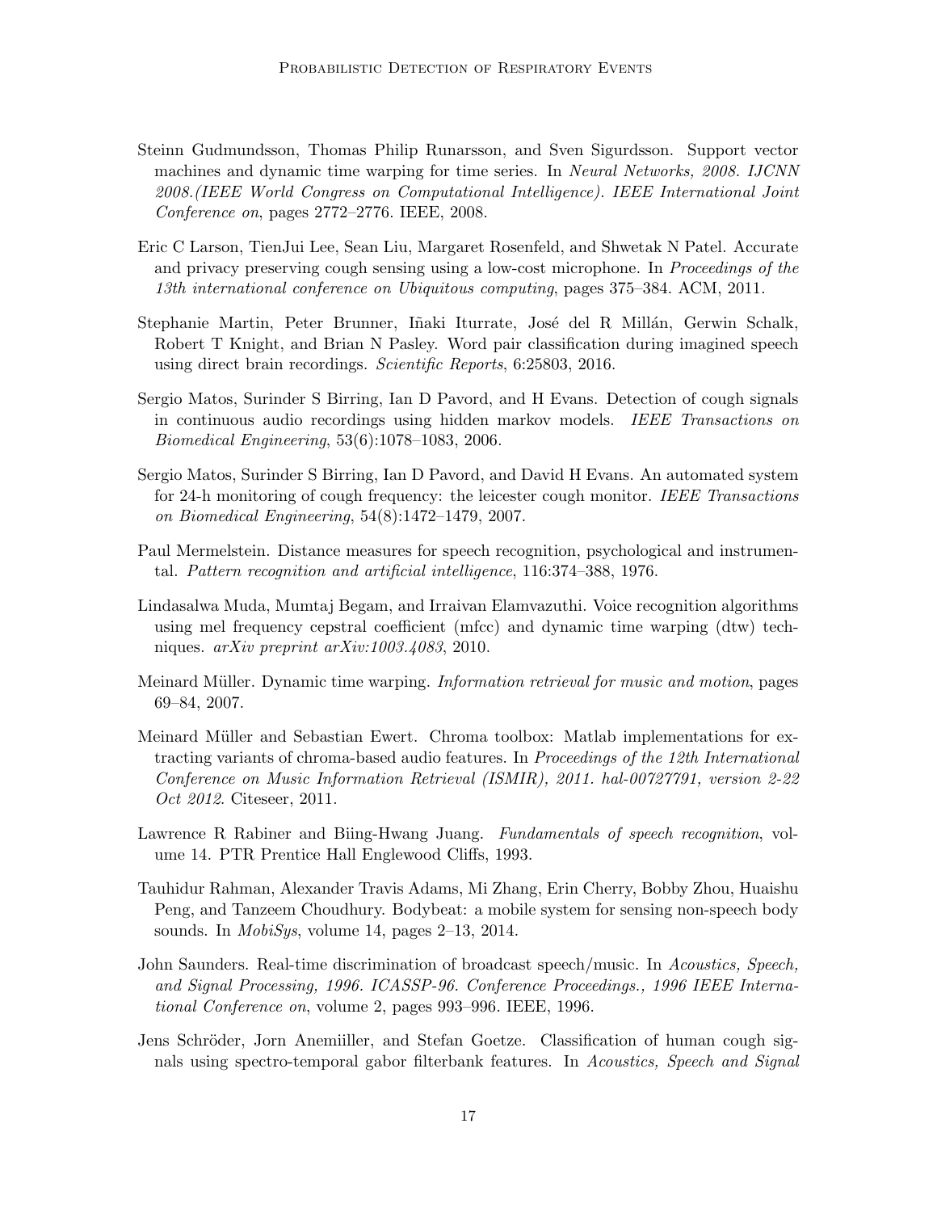Steinn Gudmundsson, Thomas Philip Runarsson, and Sven Sigurdsson. Support vector machines and dynamic time warping for time series. In *Neural Networks, 2008. IJCNN 2008.(IEEE World Congress on Computational Intelligence). IEEE International Joint Conference on*, pages 2772–2776. IEEE, 2008.

Eric C Larson, TienJui Lee, Sean Liu, Margaret Rosenfeld, and Shwetak N Patel. Accurate and privacy preserving cough sensing using a low-cost microphone. In *Proceedings of the 13th international conference on Ubiquitous computing*, pages 375–384. ACM, 2011.

Stephanie Martin, Peter Brunner, Iñaki Iturrate, José del R Millán, Gerwin Schalk, Robert T Knight, and Brian N Pasley. Word pair classification during imagined speech using direct brain recordings. *Scientific Reports*, 6:25803, 2016.

Sergio Matos, Surinder S Birring, Ian D Pavord, and H Evans. Detection of cough signals in continuous audio recordings using hidden markov models. *IEEE Transactions on Biomedical Engineering*, 53(6):1078–1083, 2006.

Sergio Matos, Surinder S Birring, Ian D Pavord, and David H Evans. An automated system for 24-h monitoring of cough frequency: the leicester cough monitor. *IEEE Transactions on Biomedical Engineering*, 54(8):1472–1479, 2007.

Paul Mermelstein. Distance measures for speech recognition, psychological and instrumental. *Pattern recognition and artificial intelligence*, 116:374–388, 1976.

Lindasalwa Muda, Mumtaj Begam, and Irraivan Elamvazuthi. Voice recognition algorithms using mel frequency cepstral coefficient (mfcc) and dynamic time warping (dtw) techniques. *arXiv preprint arXiv:1003.4083*, 2010.

Meinard Müller. Dynamic time warping. *Information retrieval for music and motion*, pages 69–84, 2007.

Meinard Müller and Sebastian Ewert. Chroma toolbox: Matlab implementations for extracting variants of chroma-based audio features. In *Proceedings of the 12th International Conference on Music Information Retrieval (ISMIR), 2011. hal-00727791, version 2-22 Oct 2012*. Citeseer, 2011.

Lawrence R Rabiner and Biing-Hwang Juang. *Fundamentals of speech recognition*, volume 14. PTR Prentice Hall Englewood Cliffs, 1993.

Tauhidur Rahman, Alexander Travis Adams, Mi Zhang, Erin Cherry, Bobby Zhou, Huaishu Peng, and Tanzeem Choudhury. Bodybeat: a mobile system for sensing non-speech body sounds. In *MobiSys*, volume 14, pages 2–13, 2014.

John Saunders. Real-time discrimination of broadcast speech/music. In *Acoustics, Speech, and Signal Processing, 1996. ICASSP-96. Conference Proceedings., 1996 IEEE International Conference on*, volume 2, pages 993–996. IEEE, 1996.

Jens Schröder, Jorn Anemiiller, and Stefan Goetze. Classification of human cough signals using spectro-temporal gabor filterbank features. In *Acoustics, Speech and Signal*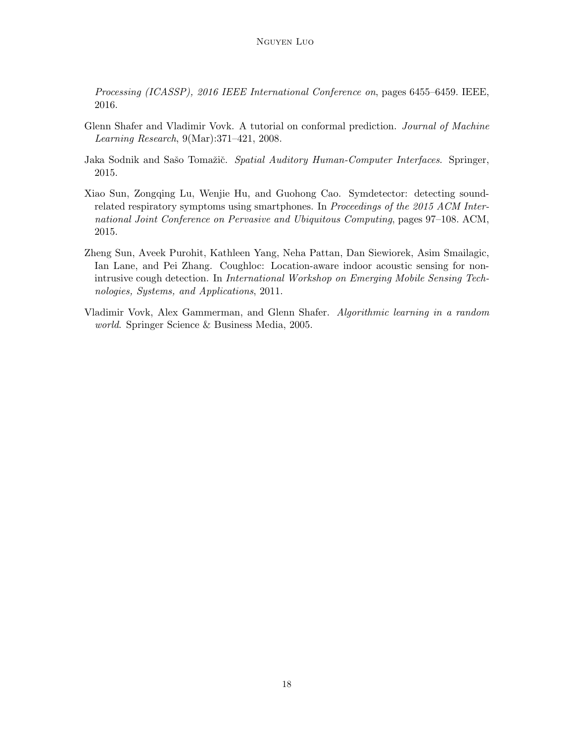*Processing (ICASSP), 2016 IEEE International Conference on*, pages 6455–6459. IEEE, 2016.

Glenn Shafer and Vladimir Vovk. A tutorial on conformal prediction. *Journal of Machine Learning Research*, 9(Mar):371–421, 2008.

Jaka Sodnik and Sašo Tomažič. *Spatial Auditory Human-Computer Interfaces*. Springer, 2015.

Xiao Sun, Zongqing Lu, Wenjie Hu, and Guohong Cao. Symdetector: detecting sound-related respiratory symptoms using smartphones. In *Proceedings of the 2015 ACM International Joint Conference on Pervasive and Ubiquitous Computing*, pages 97–108. ACM, 2015.

Zheng Sun, Aveek Purohit, Kathleen Yang, Neha Pattan, Dan Siewiorek, Asim Smailagic, Ian Lane, and Pei Zhang. Coughloc: Location-aware indoor acoustic sensing for non-intrusive cough detection. In *International Workshop on Emerging Mobile Sensing Technologies, Systems, and Applications*, 2011.

Vladimir Vovk, Alex Gammerman, and Glenn Shafer. *Algorithmic learning in a random world*. Springer Science & Business Media, 2005.